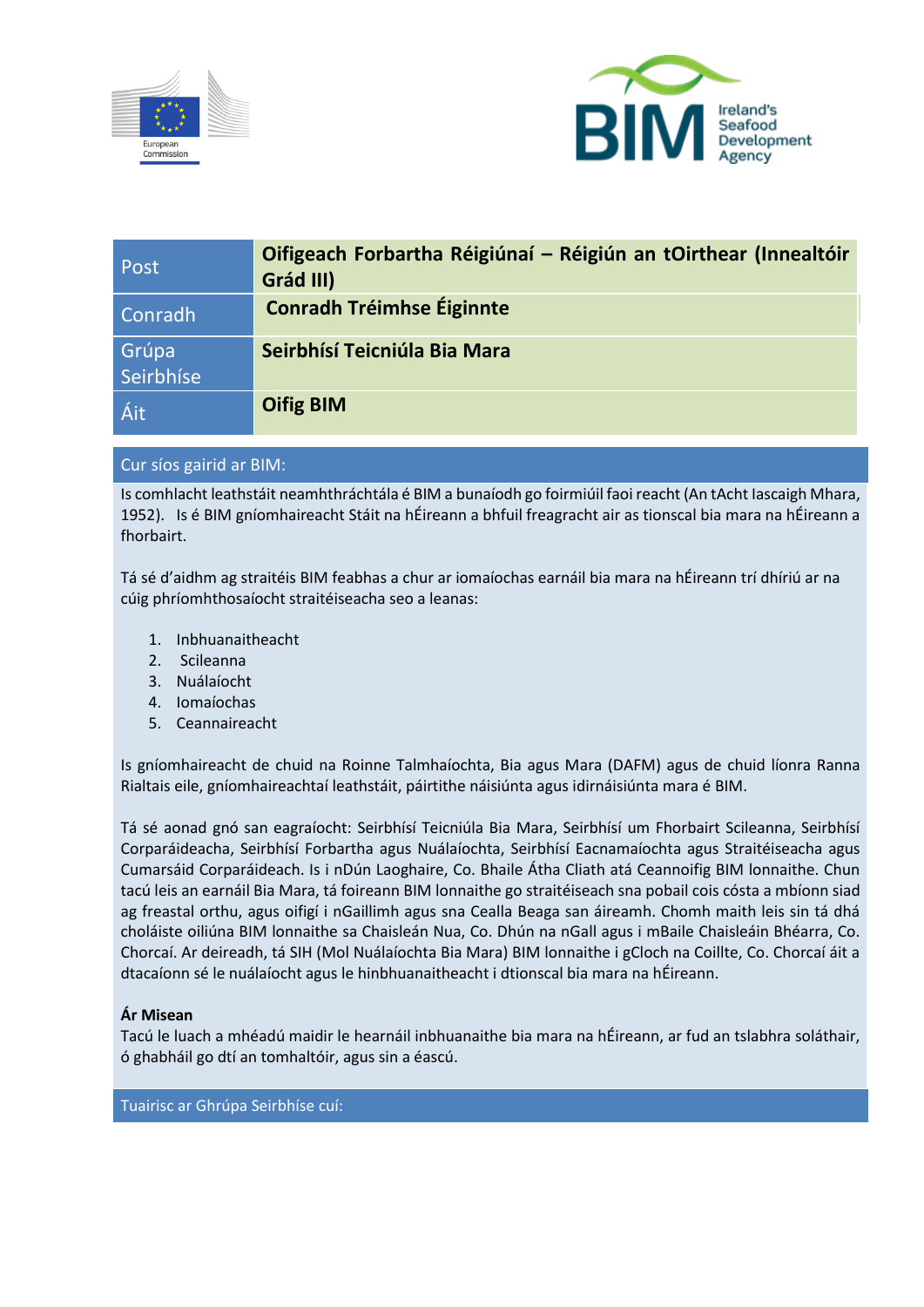| Post | **Oifigeach Forbartha Réigiúnaí – Réigiún an tOirthear (Innealtóir Grád III)** |
|---|---|
| Conradh | **Conradh Tréimhse Éiginnte** |
| Grúpa Seirbhíse | **Seirbhísí Teicniúla Bia Mara** |
| Áit | **Oifig BIM** |

## Cur síos gairid ar BIM:

Is comhlacht leathstáit neamhthráchtála é BIM a bunaíodh go foirmiúil faoi reacht (An tAcht Iascaigh Mhara, 1952). Is é BIM gníomhaireacht Stáit na hÉireann a bhfuil freagracht air as tionscal bia mara na hÉireann a fhorbairt.

Tá sé d'aidhm ag straitéis BIM feabhas a chur ar iomaíochas earnáil bia mara na hÉireann trí dhíriú ar na cúig phríomhthosaíocht straitéiseacha seo a leanas:

1. Inbhuanaitheacht
2. Scileanna
3. Nuálaíocht
4. Iomaíochas
5. Ceannaireacht

Is gníomhaireacht de chuid na Roinne Talmhaíochta, Bia agus Mara (DAFM) agus de chuid líonra Ranna Rialtais eile, gníomhaireachtaí leathstáit, páirtithe náisiúnta agus idirnáisiúnta mara é BIM.

Tá sé aonad gnó san eagraíocht: Seirbhísí Teicniúla Bia Mara, Seirbhísí um Fhorbairt Scileanna, Seirbhísí Corparáideacha, Seirbhísí Forbartha agus Nuálaíochta, Seirbhísí Eacnamaíochta agus Straitéiseacha agus Cumarsáid Corparáideach. Is i nDún Laoghaire, Co. Bhaile Átha Cliath atá Ceannoifig BIM lonnaithe. Chun tacú leis an earnáil Bia Mara, tá foireann BIM lonnaithe go straitéiseach sna pobail cois cósta a mbíonn siad ag freastal orthu, agus oifigí i nGaillimh agus sna Cealla Beaga san áireamh. Chomh maith leis sin tá dhá choláiste oiliúna BIM lonnaithe sa Chaisleán Nua, Co. Dhún na nGall agus i mBaile Chaisleáin Bhéarra, Co. Chorcaí. Ar deireadh, tá SIH (Mol Nuálaíochta Bia Mara) BIM lonnaithe i gCloch na Coillte, Co. Chorcaí áit a dtacaíonn sé le nuálaíocht agus le hinbhuanaitheacht i dtionscal bia mara na hÉireann.

**Ár Misean**

Tacú le luach a mhéadú maidir le hearnáil inbhuanaithe bia mara na hÉireann, ar fud an tslabhra soláthair, ó ghabháil go dtí an tomhaltóir, agus sin a éascú.

## Tuairisc ar Ghrúpa Seirbhíse cuí: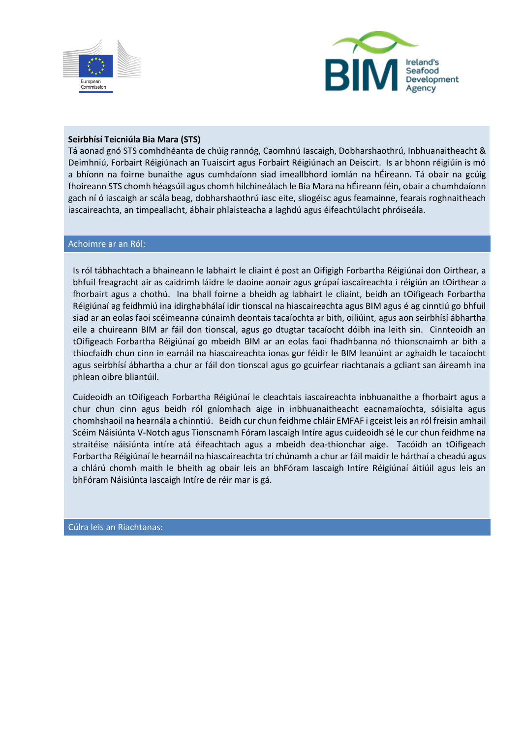**Seirbhísí Teicniúla Bia Mara (STS)**

Tá aonad gnó STS comhdhéanta de chúig rannóg, Caomhnú Iascaigh, Dobharshaothrú, Inbhuanaitheacht & Deimhniú, Forbairt Réigiúnach an Tuaiscirt agus Forbairt Réigiúnach an Deiscirt. Is ar bhonn réigiúin is mó a bhíonn na foirne bunaithe agus cumhdaíonn siad imeallbhord iomlán na hÉireann. Tá obair na gcúig fhoireann STS chomh héagsúil agus chomh hilchineálach le Bia Mara na hÉireann féin, obair a chumhdaíonn gach ní ó iascaigh ar scála beag, dobharshaothrú iasc eite, sliogéisc agus feamainne, fearais roghnaitheach iascaireachta, an timpeallacht, ábhair phlaisteacha a laghdú agus éifeachtúlacht phróiseála.

## Achoimre ar an Ról:

Is ról tábhachtach a bhaineann le labhairt le cliaint é post an Oifigigh Forbartha Réigiúnaí don Oirthear, a bhfuil freagracht air as caidrimh láidre le daoine aonair agus grúpaí iascaireachta i réigiún an tOirthear a fhorbairt agus a chothú. Ina bhall foirne a bheidh ag labhairt le cliaint, beidh an tOifigeach Forbartha Réigiúnaí ag feidhmiú ina idirghabhálaí idir tionscal na hiascaireachta agus BIM agus é ag cinntiú go bhfuil siad ar an eolas faoi scéimeanna cúnaimh deontais tacaíochta ar bith, oiliúint, agus aon seirbhísí ábhartha eile a chuireann BIM ar fáil don tionscal, agus go dtugtar tacaíocht dóibh ina leith sin. Cinnteoidh an tOifigeach Forbartha Réigiúnaí go mbeidh BIM ar an eolas faoi fhadhbanna nó thionscnaimh ar bith a thiocfaidh chun cinn in earnáil na hiascaireachta ionas gur féidir le BIM leanúint ar aghaidh le tacaíocht agus seirbhísí ábhartha a chur ar fáil don tionscal agus go gcuirfear riachtanais a gcliant san áireamh ina phlean oibre bliantúil.

Cuideoidh an tOifigeach Forbartha Réigiúnaí le cleachtais iascaireachta inbhuanaithe a fhorbairt agus a chur chun cinn agus beidh ról gníomhach aige in inbhuanaitheacht eacnamaíochta, sóisialta agus chomhshaoil na hearnála a chinntiú. Beidh cur chun feidhme chláir EMFAF i gceist leis an ról freisin amhail Scéim Náisiúnta V-Notch agus Tionscnamh Fóram Iascaigh Intíre agus cuideoidh sé le cur chun feidhme na straitéise náisiúnta intíre atá éifeachtach agus a mbeidh dea-thionchar aige. Tacóidh an tOifigeach Forbartha Réigiúnaí le hearnáil na hiascaireachta trí chúnamh a chur ar fáil maidir le hárthaí a cheadú agus a chlárú chomh maith le bheith ag obair leis an bhFóram Iascaigh Intíre Réigiúnaí áitiúil agus leis an bhFóram Náisiúnta Iascaigh Intíre de réir mar is gá.

## Cúlra leis an Riachtanas: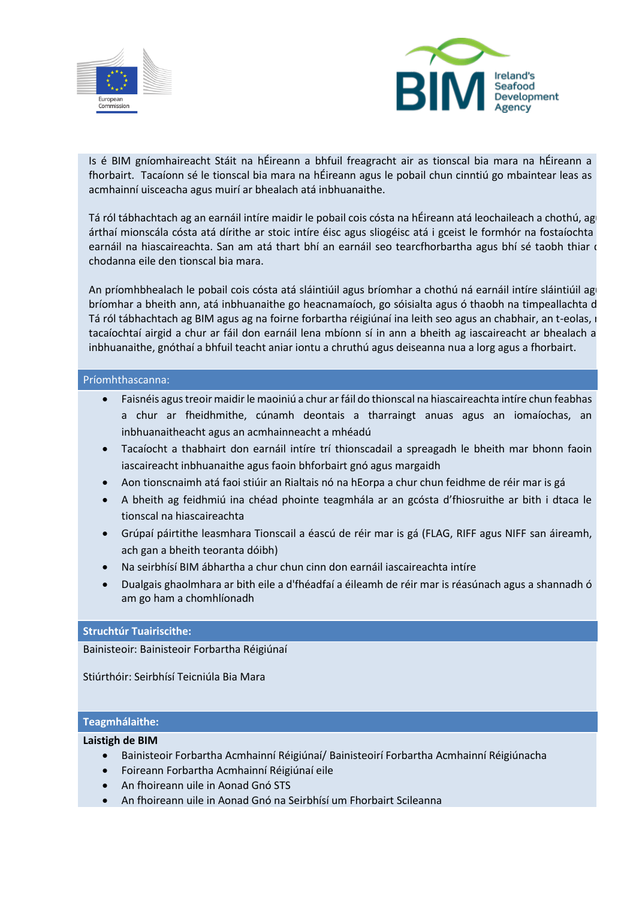Is é BIM gníomhaireacht Stáit na hÉireann a bhfuil freagracht air as tionscal bia mara na hÉireann a fhorbairt. Tacaíonn sé le tionscal bia mara na hÉireann agus le pobail chun cinntiú go mbaintear leas as acmhainní uisceacha agus muirí ar bhealach atá inbhuanaithe.

Tá ról tábhachtach ag an earnáil intíre maidir le pobail cois cósta na hÉireann atá leochaileach a chothú, ag árthaí mionscála cósta atá dírithe ar stoic intíre éisc agus sliogéisc atá i gceist le formhór na fostaíochta earnáil na hiascaireachta. San am atá thart bhí an earnáil seo tearcfhorbartha agus bhí sé taobh thiar chodanna eile den tionscal bia mara.

An príomhbhealach le pobail cois cósta atá sláintiúil agus bríomhar a chothú ná earnáil intíre sláintiúil ag bríomhar a bheith ann, atá inbhuanaithe go heacnamaíoch, go sóisialta agus ó thaobh na timpeallachta d Tá ról tábhachtach ag BIM agus ag na foirne forbartha réigiúnaí ina leith seo agus an chabhair, an t-eolas, tacaíochtaí airgid a chur ar fáil don earnáil lena mbíonn sí in ann a bheith ag iascaireacht ar bhealach a inbhuanaithe, gnóthaí a bhfuil teacht aniar iontu a chruthú agus deiseanna nua a lorg agus a fhorbairt.

## Príomhthascanna:

- Faisnéis agus treoir maidir le maoiniú a chur ar fáil do thionscal na hiascaireachta intíre chun feabhas a chur ar fheidhmithe, cúnamh deontais a tharraingt anuas agus an iomaíochas, an inbhuanaitheacht agus an acmhainneacht a mhéadú
- Tacaíocht a thabhairt don earnáil intíre trí thionscadail a spreagadh le bheith mar bhonn faoin iascaireacht inbhuanaithe agus faoin bhforbairt gnó agus margaidh
- Aon tionscnaimh atá faoi stiúir an Rialtais nó na hEorpa a chur chun feidhme de réir mar is gá
- A bheith ag feidhmiú ina chéad phointe teagmhála ar an gcósta d'fhiosruithe ar bith i dtaca le tionscal na hiascaireachta
- Grúpaí páirtithe leasmhara Tionscail a éascú de réir mar is gá (FLAG, RIFF agus NIFF san áireamh, ach gan a bheith teoranta dóibh)
- Na seirbhísí BIM ábhartha a chur chun cinn don earnáil iascaireachta intíre
- Dualgais ghaolmhara ar bith eile a d'fhéadfaí a éileamh de réir mar is réasúnach agus a shannadh ó am go ham a chomhlíonadh

## Struchtúr Tuairiscithe:

Bainisteoir: Bainisteoir Forbartha Réigiúnaí

Stiúrthóir: Seirbhísí Teicniúla Bia Mara

## Teagmhálaithe:

**Laistigh de BIM**

- Bainisteoir Forbartha Acmhainní Réigiúnaí/ Bainisteoirí Forbartha Acmhainní Réigiúnacha
- Foireann Forbartha Acmhainní Réigiúnaí eile
- An fhoireann uile in Aonad Gnó STS
- An fhoireann uile in Aonad Gnó na Seirbhísí um Fhorbairt Scileanna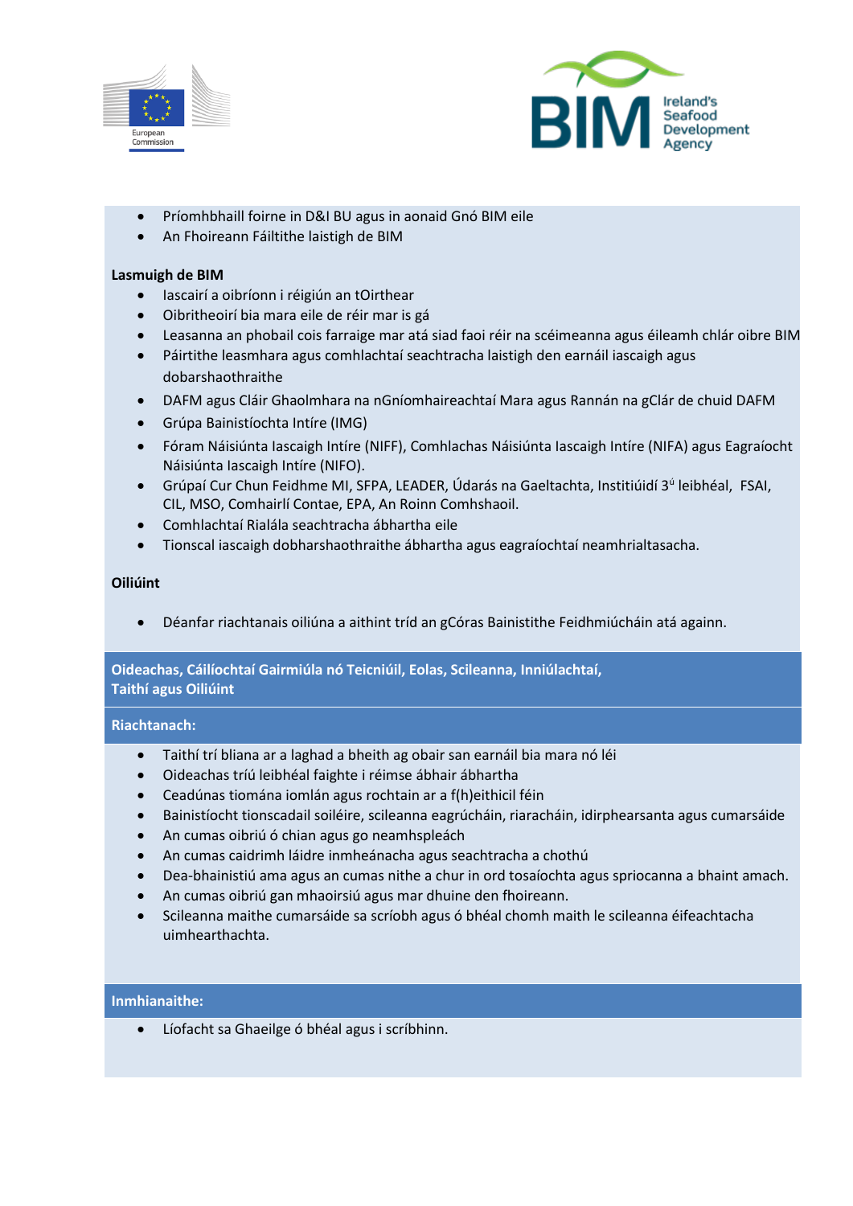- Príomhbhaill foirne in D&I BU agus in aonaid Gnó BIM eile
- An Fhoireann Fáiltithe laistigh de BIM

**Lasmuigh de BIM**

- Iascairí a oibríonn i réigiún an tOirthear
- Oibritheoirí bia mara eile de réir mar is gá
- Leasanna an phobail cois farraige mar atá siad faoi réir na scéimeanna agus éileamh chlár oibre BIM
- Páirtithe leasmhara agus comhlachtaí seachtracha laistigh den earnáil iascaigh agus dobarshaothraithe
- DAFM agus Cláir Ghaolmhara na nGníomhaireachtaí Mara agus Rannán na gClár de chuid DAFM
- Grúpa Bainistíochta Intíre (IMG)
- Fóram Náisiúnta Iascaigh Intíre (NIFF), Comhlachas Náisiúnta Iascaigh Intíre (NIFA) agus Eagraíocht Náisiúnta Iascaigh Intíre (NIFO).
- Grúpaí Cur Chun Feidhme MI, SFPA, LEADER, Údarás na Gaeltachta, Institiúidí 3ú leibhéal, FSAI, CIL, MSO, Comhairlí Contae, EPA, An Roinn Comhshaoil.
- Comhlachtaí Rialála seachtracha ábhartha eile
- Tionscal iascaigh dobharshaothraithe ábhartha agus eagraíochtaí neamhrialtasacha.

**Oiliúint**

- Déanfar riachtanais oiliúna a aithint tríd an gCóras Bainistithe Feidhmiúcháin atá againn.

**Oideachas, Cáilíochtaí Gairmiúla nó Teicniúil, Eolas, Scileanna, Inniúlachtaí, Taithí agus Oiliúint**

**Riachtanach:**

- Taithí trí bliana ar a laghad a bheith ag obair san earnáil bia mara nó léi
- Oideachas tríú leibhéal faighte i réimse ábhair ábhartha
- Ceadúnas tiomána iomlán agus rochtain ar a f(h)eithicil féin
- Bainistíocht tionscadail soiléire, scileanna eagrúcháin, riaracháin, idirphearsanta agus cumarsáide
- An cumas oibriú ó chian agus go neamhspleách
- An cumas caidrimh láidre inmheánacha agus seachtracha a chothú
- Dea-bhainistiú ama agus an cumas nithe a chur in ord tosaíochta agus spriocanna a bhaint amach.
- An cumas oibriú gan mhaoirsiú agus mar dhuine den fhoireann.
- Scileanna maithe cumarsáide sa scríobh agus ó bhéal chomh maith le scileanna éifeachtacha uimhearthachta.

**Inmhianaithe:**

- Líofacht sa Ghaeilge ó bhéal agus i scríbhinn.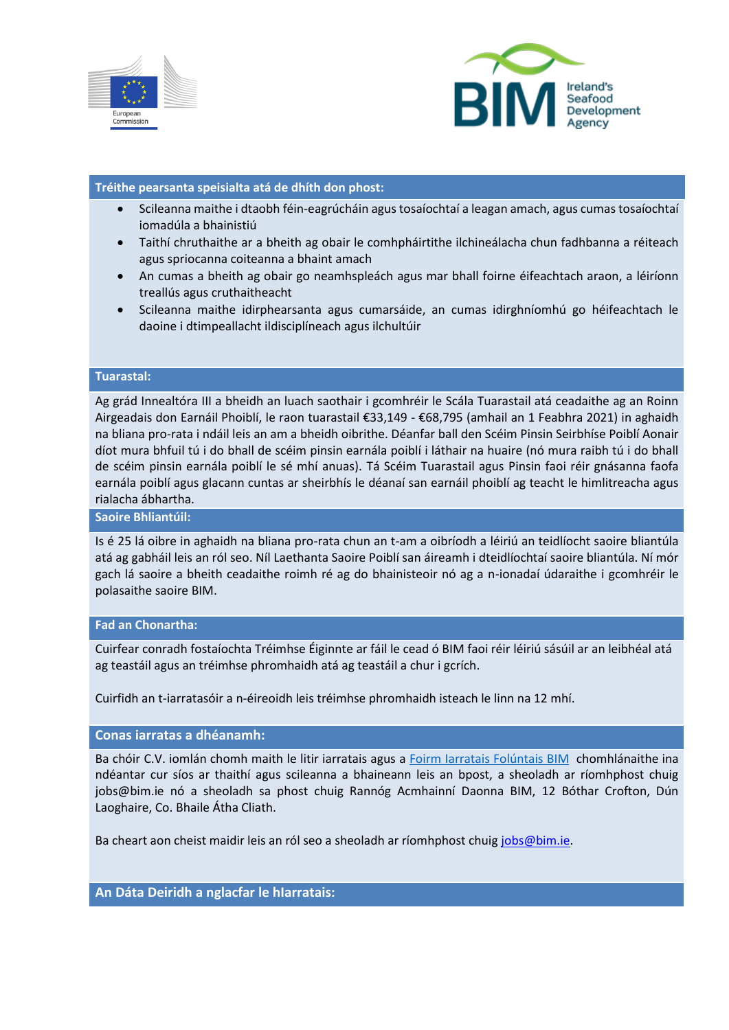## Tréithe pearsanta speisialta atá de dhíth don phost:

- Scileanna maithe i dtaobh féin-eagrúcháin agus tosaíochtaí a leagan amach, agus cumas tosaíochtaí iomadúla a bhainistiú
- Taithí chruthaithe ar a bheith ag obair le comhpháirtithe ilchineálacha chun fadhbanna a réiteach agus spriocanna coiteanna a bhaint amach
- An cumas a bheith ag obair go neamhspleách agus mar bhall foirne éifeachtach araon, a léiríonn treallús agus cruthaitheacht
- Scileanna maithe idirphearsanta agus cumarsáide, an cumas idirghníomhú go héifeachtach le daoine i dtimpeallacht ildisciplíneach agus ilchultúir

## Tuarastal:

Ag grád Innealtóra III a bheidh an luach saothair i gcomhréir le Scála Tuarastail atá ceadaithe ag an Roinn Airgeadais don Earnáil Phoiblí, le raon tuarastail €33,149 - €68,795 (amhail an 1 Feabhra 2021) in aghaidh na bliana pro-rata i ndáil leis an am a bheidh oibrithe. Déanfar ball den Scéim Pinsin Seirbhíse Poiblí Aonair díot mura bhfuil tú i do bhall de scéim pinsin earnála poiblí i láthair na huaire (nó mura raibh tú i do bhall de scéim pinsin earnála poiblí le sé mhí anuas). Tá Scéim Tuarastail agus Pinsin faoi réir gnásanna faofa earnála poiblí agus glacann cuntas ar sheirbhís le déanaí san earnáil phoiblí ag teacht le himlitreacha agus rialacha ábhartha.

## Saoire Bhliantúil:

Is é 25 lá oibre in aghaidh na bliana pro-rata chun an t-am a oibríodh a léiriú an teidlíocht saoire bliantúla atá ag gabháil leis an ról seo. Níl Laethanta Saoire Poiblí san áireamh i dteidlíochtaí saoire bliantúla. Ní mór gach lá saoire a bheith ceadaithe roimh ré ag do bhainisteoir nó ag a n-ionadaí údaraithe i gcomhréir le polasaithe saoire BIM.

## Fad an Chonartha:

Cuirfear conradh fostaíochta Tréimhse Éiginnte ar fáil le cead ó BIM faoi réir léiriú sásúil ar an leibhéal atá ag teastáil agus an tréimhse phromhaidh atá ag teastáil a chur i gcrích.

Cuirfidh an t-iarratasóir a n-éireoidh leis tréimhse phromhaidh isteach le linn na 12 mhí.

## Conas iarratas a dhéanamh:

Ba chóir C.V. iomlán chomh maith le litir iarratais agus a Foirm Iarratais Folúntais BIM chomhlánaithe ina ndéantar cur síos ar thaithí agus scileanna a bhaineann leis an bpost, a sheoladh ar ríomhphost chuig jobs@bim.ie nó a sheoladh sa phost chuig Rannóg Acmhainní Daonna BIM, 12 Bóthar Crofton, Dún Laoghaire, Co. Bhaile Átha Cliath.

Ba cheart aon cheist maidir leis an ról seo a sheoladh ar ríomhphost chuig jobs@bim.ie.

## An Dáta Deiridh a nglacfar le hIarratais: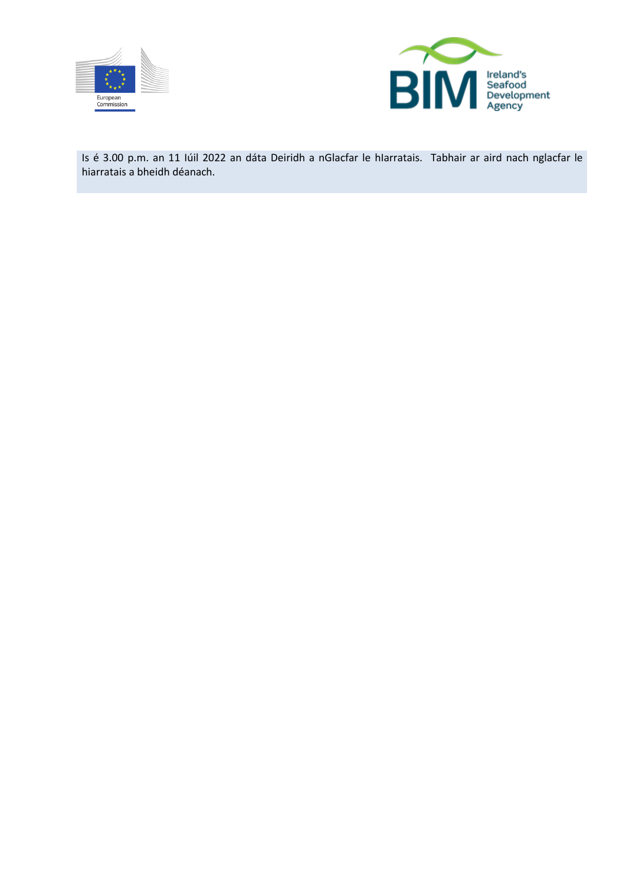Is é 3.00 p.m. an 11 Iúil 2022 an dáta Deiridh a nGlacfar le hIarratais. Tabhair ar aird nach nglacfar le hiarratais a bheidh déanach.